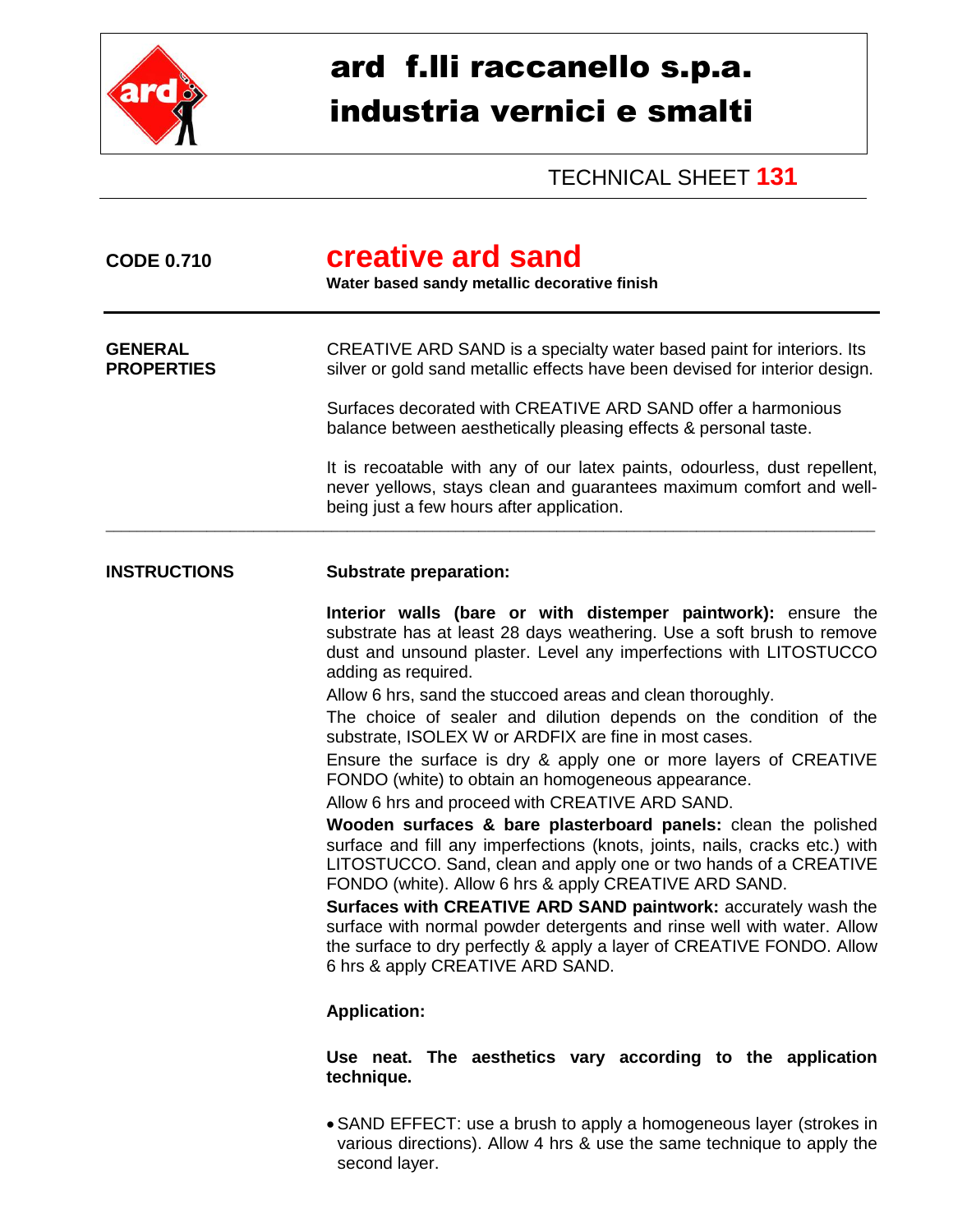# ard f.lli raccanello s.p.a.
# industria vernici e smalti

TECHNICAL SHEET **131**

**CODE 0.710**

## creative ard sand

**Water based sandy metallic decorative finish**

---

**GENERAL PROPERTIES**

CREATIVE ARD SAND is a specialty water based paint for interiors. Its silver or gold sand metallic effects have been devised for interior design.

Surfaces decorated with CREATIVE ARD SAND offer a harmonious balance between aesthetically pleasing effects & personal taste.

It is recoatable with any of our latex paints, odourless, dust repellent, never yellows, stays clean and guarantees maximum comfort and well-being just a few hours after application.

---

**INSTRUCTIONS**

**Substrate preparation:**

**Interior walls (bare or with distemper paintwork):** ensure the substrate has at least 28 days weathering. Use a soft brush to remove dust and unsound plaster. Level any imperfections with LITOSTUCCO adding as required.

Allow 6 hrs, sand the stuccoed areas and clean thoroughly.

The choice of sealer and dilution depends on the condition of the substrate, ISOLEX W or ARDFIX are fine in most cases.

Ensure the surface is dry & apply one or more layers of CREATIVE FONDO (white) to obtain an homogeneous appearance.

Allow 6 hrs and proceed with CREATIVE ARD SAND.

**Wooden surfaces & bare plasterboard panels:** clean the polished surface and fill any imperfections (knots, joints, nails, cracks etc.) with LITOSTUCCO. Sand, clean and apply one or two hands of a CREATIVE FONDO (white). Allow 6 hrs & apply CREATIVE ARD SAND.

**Surfaces with CREATIVE ARD SAND paintwork:** accurately wash the surface with normal powder detergents and rinse well with water. Allow the surface to dry perfectly & apply a layer of CREATIVE FONDO. Allow 6 hrs & apply CREATIVE ARD SAND.

**Application:**

**Use neat. The aesthetics vary according to the application technique.**

- SAND EFFECT: use a brush to apply a homogeneous layer (strokes in various directions). Allow 4 hrs & use the same technique to apply the second layer.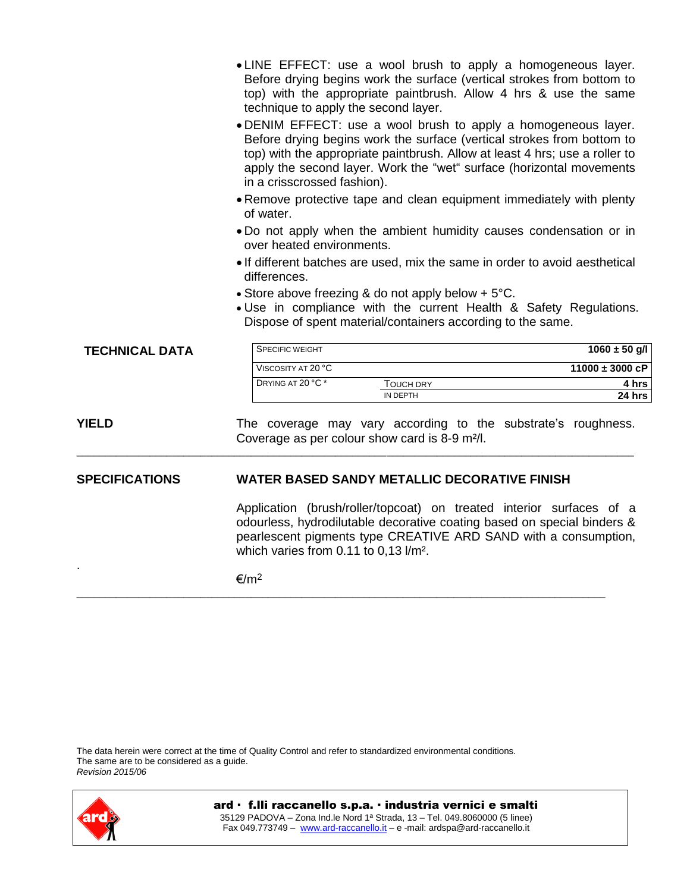- LINE EFFECT: use a wool brush to apply a homogeneous layer. Before drying begins work the surface (vertical strokes from bottom to top) with the appropriate paintbrush. Allow 4 hrs & use the same technique to apply the second layer.
- DENIM EFFECT: use a wool brush to apply a homogeneous layer. Before drying begins work the surface (vertical strokes from bottom to top) with the appropriate paintbrush. Allow at least 4 hrs; use a roller to apply the second layer. Work the "wet" surface (horizontal movements in a crisscrossed fashion).
- Remove protective tape and clean equipment immediately with plenty of water.
- Do not apply when the ambient humidity causes condensation or in over heated environments.
- If different batches are used, mix the same in order to avoid aesthetical differences.
- Store above freezing & do not apply below + 5°C.
- Use in compliance with the current Health & Safety Regulations. Dispose of spent material/containers according to the same.

## TECHNICAL DATA

| | | |
|---|---|---|
| SPECIFIC WEIGHT | | **1060 ± 50 g/l** |
| VISCOSITY AT 20 °C | | **11000 ± 3000 cP** |
| DRYING AT 20 °C * | TOUCH DRY | **4 hrs** |
| | IN DEPTH | **24 hrs** |

## YIELD

The coverage may vary according to the substrate's roughness. Coverage as per colour show card is 8-9 m²/l.

## SPECIFICATIONS

**WATER BASED SANDY METALLIC DECORATIVE FINISH**

Application (brush/roller/topcoat) on treated interior surfaces of a odourless, hydrodilutable decorative coating based on special binders & pearlescent pigments type CREATIVE ARD SAND with a consumption, which varies from 0.11 to 0,13 l/m².

.

€/m²

The data herein were correct at the time of Quality Control and refer to standardized environmental conditions.
The same are to be considered as a guide.
*Revision 2015/06*

**ard · f.lli raccanello s.p.a. · industria vernici e smalti**
35129 PADOVA – Zona Ind.le Nord 1ª Strada, 13 – Tel. 049.8060000 (5 linee)
Fax 049.773749 – www.ard-raccanello.it – e -mail: ardspa@ard-raccanello.it